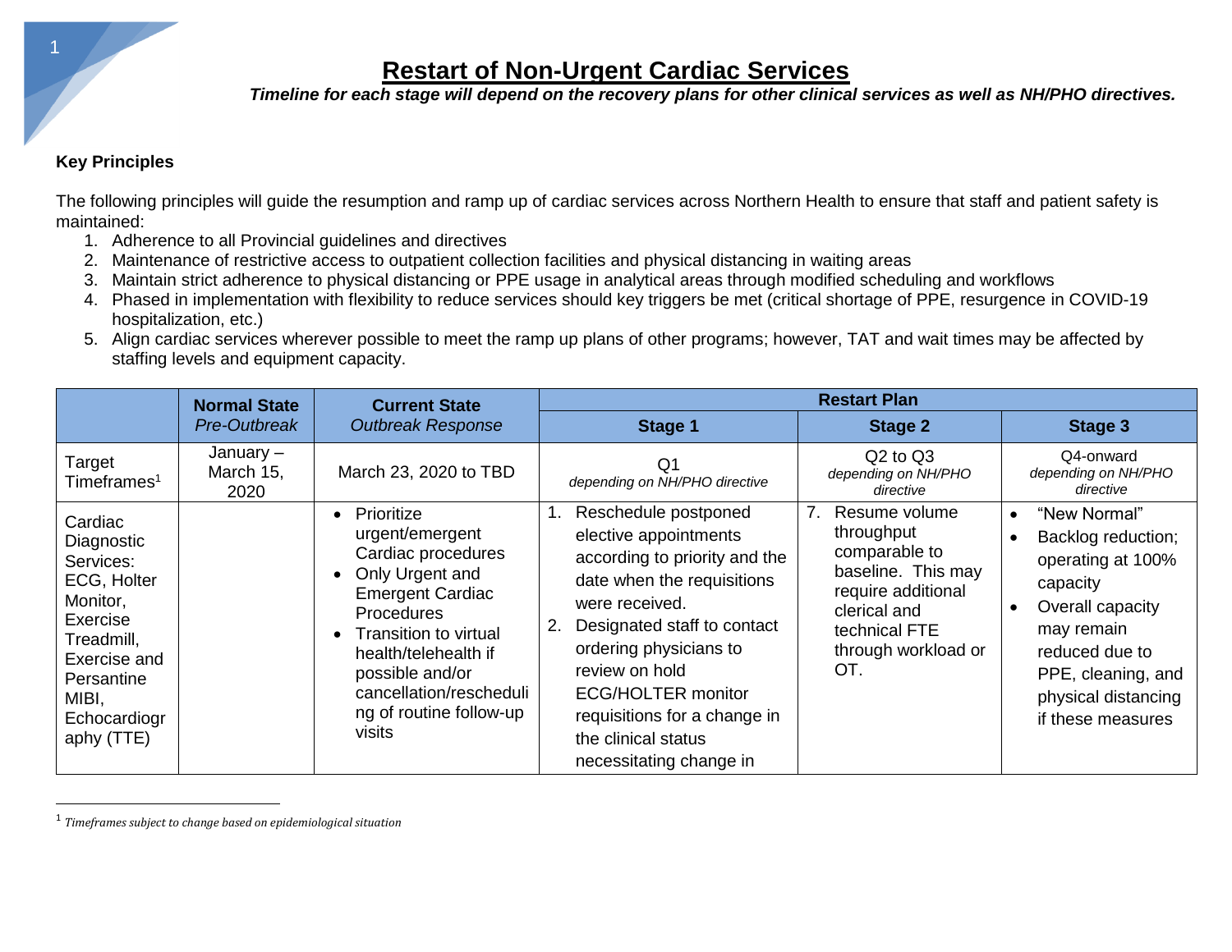# Restart of Non-Urgent Cardiac Services

***Timeline for each stage will depend on the recovery plans for other clinical services as well as NH/PHO directives.***

**Key Principles**

The following principles will guide the resumption and ramp up of cardiac services across Northern Health to ensure that staff and patient safety is maintained:

1. Adherence to all Provincial guidelines and directives
2. Maintenance of restrictive access to outpatient collection facilities and physical distancing in waiting areas
3. Maintain strict adherence to physical distancing or PPE usage in analytical areas through modified scheduling and workflows
4. Phased in implementation with flexibility to reduce services should key triggers be met (critical shortage of PPE, resurgence in COVID-19 hospitalization, etc.)
5. Align cardiac services wherever possible to meet the ramp up plans of other programs; however, TAT and wait times may be affected by staffing levels and equipment capacity.

| | **Normal State** *Pre-Outbreak* | **Current State** *Outbreak Response* | **Restart Plan** | | |
|---|---|---|---|---|---|
| | | | **Stage 1** | **Stage 2** | **Stage 3** |
| Target Timeframes[1] | January – March 15, 2020 | March 23, 2020 to TBD | Q1 *depending on NH/PHO directive* | Q2 to Q3 *depending on NH/PHO directive* | Q4-onward *depending on NH/PHO directive* |
| Cardiac Diagnostic Services: ECG, Holter Monitor, Exercise Treadmill, Exercise and Persantine MIBI, Echocardiography (TTE) | | • Prioritize urgent/emergent Cardiac procedures<br>• Only Urgent and Emergent Cardiac Procedures<br>• Transition to virtual health/telehealth if possible and/or cancellation/rescheduling of routine follow-up visits | 1. Reschedule postponed elective appointments according to priority and the date when the requisitions were received.<br>2. Designated staff to contact ordering physicians to review on hold ECG/HOLTER monitor requisitions for a change in the clinical status necessitating change in | 7. Resume volume throughput comparable to baseline. This may require additional clerical and technical FTE through workload or OT. | • "New Normal"<br>• Backlog reduction; operating at 100% capacity<br>• Overall capacity may remain reduced due to PPE, cleaning, and physical distancing if these measures |

[1] *Timeframes subject to change based on epidemiological situation*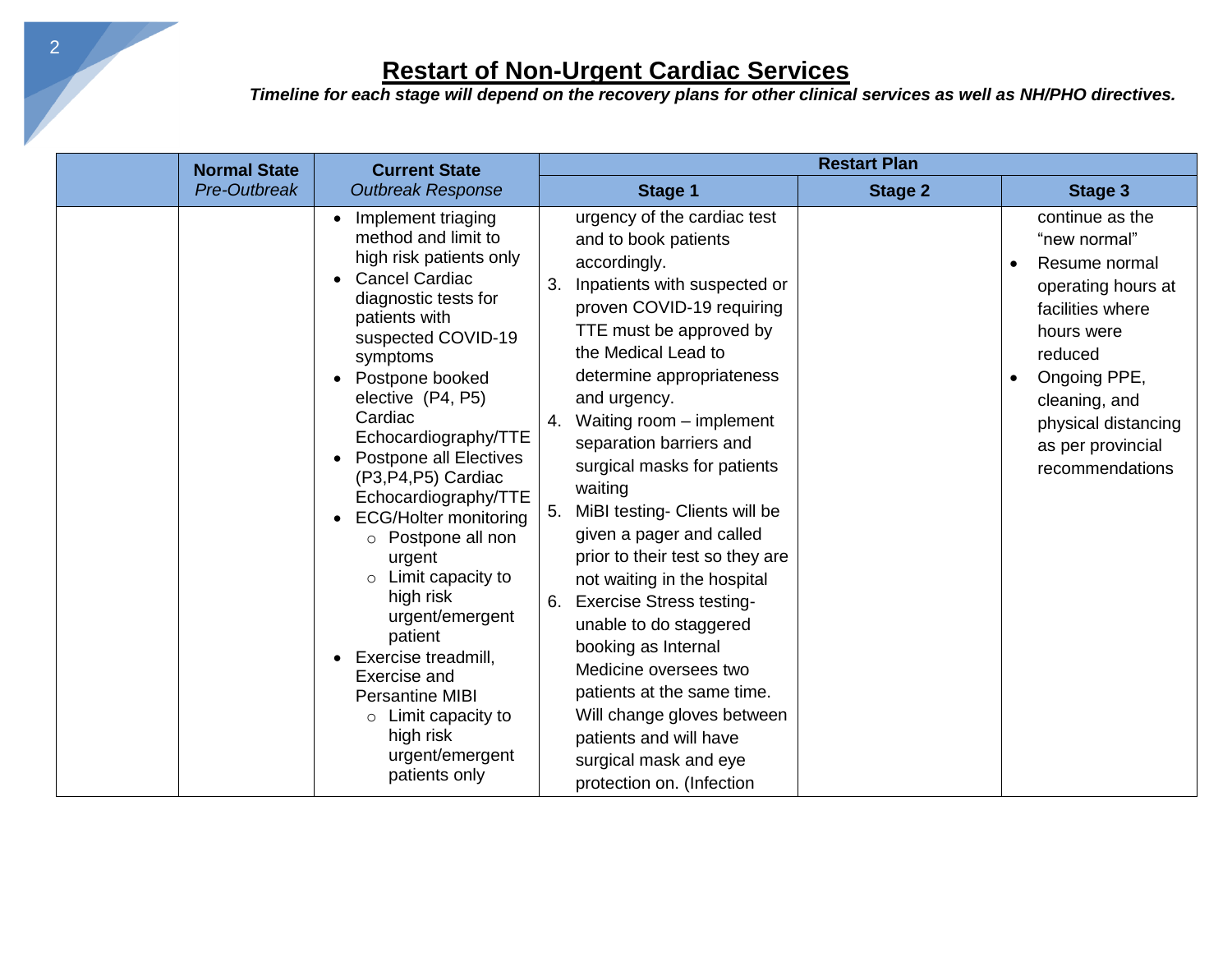# Restart of Non-Urgent Cardiac Services

***Timeline for each stage will depend on the recovery plans for other clinical services as well as NH/PHO directives.***

| | **Normal State** *Pre-Outbreak* | **Current State** *Outbreak Response* | **Restart Plan** | | |
|---|---|---|---|---|---|
| | | | **Stage 1** | **Stage 2** | **Stage 3** |
| | | • Implement triaging method and limit to high risk patients only<br>• Cancel Cardiac diagnostic tests for patients with suspected COVID-19 symptoms<br>• Postpone booked elective (P4, P5) Cardiac Echocardiography/TTE<br>• Postpone all Electives (P3,P4,P5) Cardiac Echocardiography/TTE<br>• ECG/Holter monitoring<br>  ○ Postpone all non urgent<br>  ○ Limit capacity to high risk urgent/emergent patient<br>• Exercise treadmill, Exercise and Persantine MIBI<br>  ○ Limit capacity to high risk urgent/emergent patients only | urgency of the cardiac test and to book patients accordingly.<br>3. Inpatients with suspected or proven COVID-19 requiring TTE must be approved by the Medical Lead to determine appropriateness and urgency.<br>4. Waiting room – implement separation barriers and surgical masks for patients waiting<br>5. MiBI testing- Clients will be given a pager and called prior to their test so they are not waiting in the hospital<br>6. Exercise Stress testing- unable to do staggered booking as Internal Medicine oversees two patients at the same time. Will change gloves between patients and will have surgical mask and eye protection on. (Infection | | continue as the "new normal"<br>• Resume normal operating hours at facilities where hours were reduced<br>• Ongoing PPE, cleaning, and physical distancing as per provincial recommendations |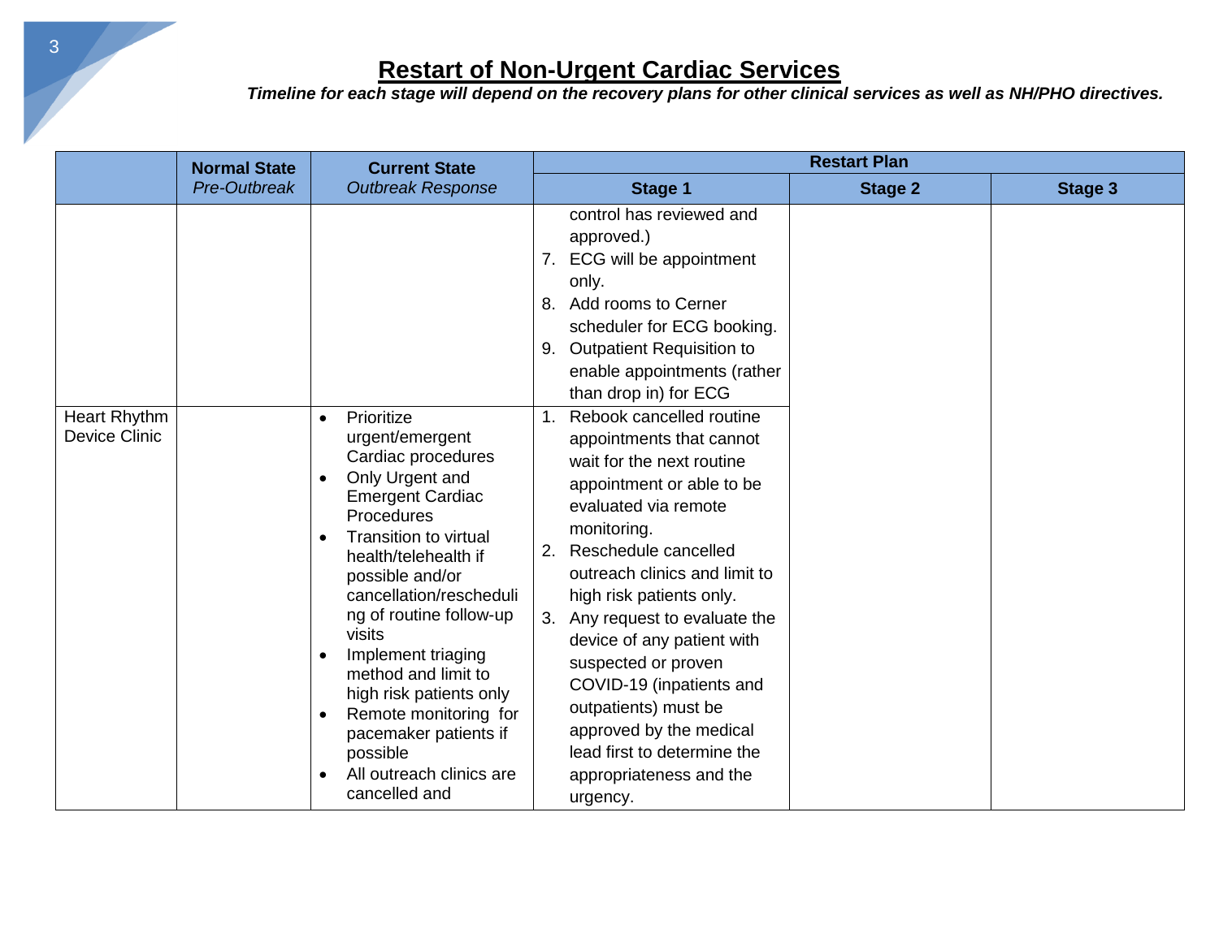# Restart of Non-Urgent Cardiac Services

***Timeline for each stage will depend on the recovery plans for other clinical services as well as NH/PHO directives.***

| | Normal State *Pre-Outbreak* | Current State *Outbreak Response* | Restart Plan | | |
|---|---|---|---|---|---|
| | | | **Stage 1** | **Stage 2** | **Stage 3** |
| | | | control has reviewed and approved.)<br>7. ECG will be appointment only.<br>8. Add rooms to Cerner scheduler for ECG booking.<br>9. Outpatient Requisition to enable appointments (rather than drop in) for ECG | | |
| Heart Rhythm Device Clinic | | • Prioritize urgent/emergent Cardiac procedures<br>• Only Urgent and Emergent Cardiac Procedures<br>• Transition to virtual health/telehealth if possible and/or cancellation/rescheduling of routine follow-up visits<br>• Implement triaging method and limit to high risk patients only<br>• Remote monitoring for pacemaker patients if possible<br>• All outreach clinics are cancelled and | 1. Rebook cancelled routine appointments that cannot wait for the next routine appointment or able to be evaluated via remote monitoring.<br>2. Reschedule cancelled outreach clinics and limit to high risk patients only.<br>3. Any request to evaluate the device of any patient with suspected or proven COVID-19 (inpatients and outpatients) must be approved by the medical lead first to determine the appropriateness and the urgency. | | |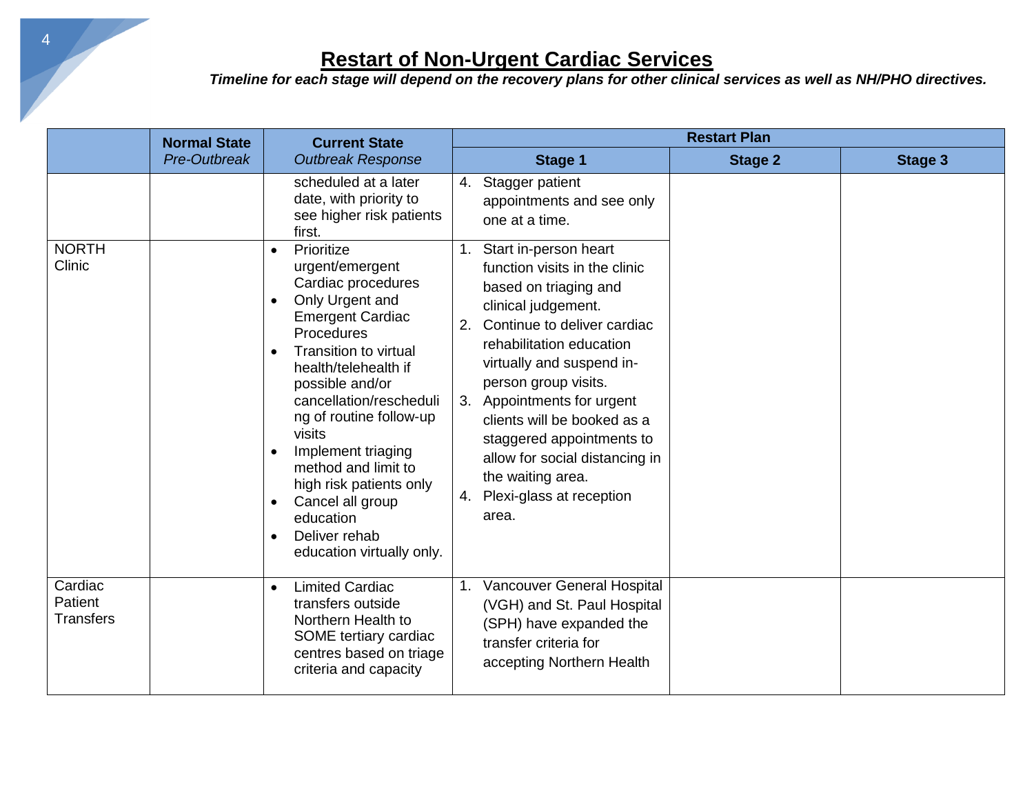## Restart of Non-Urgent Cardiac Services

***Timeline for each stage will depend on the recovery plans for other clinical services as well as NH/PHO directives.***

| | **Normal State** *Pre-Outbreak* | **Current State** *Outbreak Response* | **Restart Plan** | | |
|---|---|---|---|---|---|
| | | | **Stage 1** | **Stage 2** | **Stage 3** |
| | | scheduled at a later date, with priority to see higher risk patients first. | 4. Stagger patient appointments and see only one at a time. | | |
| NORTH Clinic | | • Prioritize urgent/emergent Cardiac procedures<br>• Only Urgent and Emergent Cardiac Procedures<br>• Transition to virtual health/telehealth if possible and/or cancellation/rescheduling of routine follow-up visits<br>• Implement triaging method and limit to high risk patients only<br>• Cancel all group education<br>• Deliver rehab education virtually only. | 1. Start in-person heart function visits in the clinic based on triaging and clinical judgement.<br>2. Continue to deliver cardiac rehabilitation education virtually and suspend in-person group visits.<br>3. Appointments for urgent clients will be booked as a staggered appointments to allow for social distancing in the waiting area.<br>4. Plexi-glass at reception area. | | |
| Cardiac Patient Transfers | | • Limited Cardiac transfers outside Northern Health to SOME tertiary cardiac centres based on triage criteria and capacity | 1. Vancouver General Hospital (VGH) and St. Paul Hospital (SPH) have expanded the transfer criteria for accepting Northern Health | | |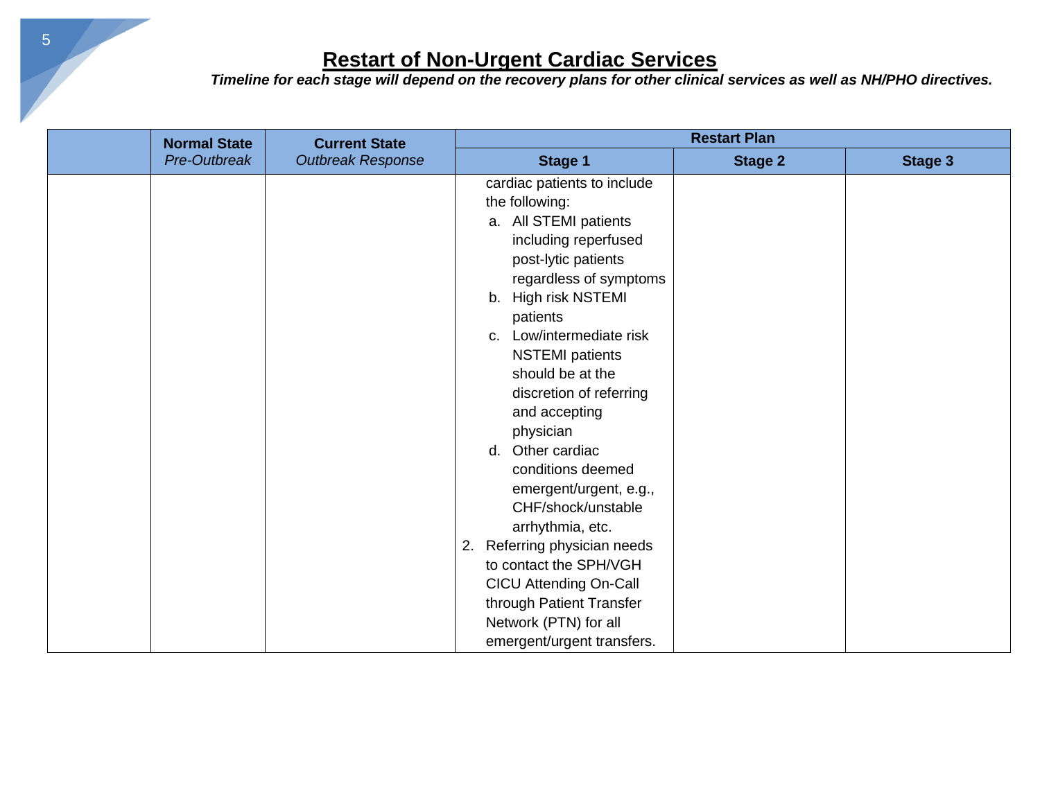# Restart of Non-Urgent Cardiac Services

***Timeline for each stage will depend on the recovery plans for other clinical services as well as NH/PHO directives.***

| | **Normal State** *Pre-Outbreak* | **Current State** *Outbreak Response* | **Restart Plan** | | |
|---|---|---|---|---|---|
| | | | **Stage 1** | **Stage 2** | **Stage 3** |
| | | | cardiac patients to include the following:<br>a. All STEMI patients including reperfused post-lytic patients regardless of symptoms<br>b. High risk NSTEMI patients<br>c. Low/intermediate risk NSTEMI patients should be at the discretion of referring and accepting physician<br>d. Other cardiac conditions deemed emergent/urgent, e.g., CHF/shock/unstable arrhythmia, etc.<br>2. Referring physician needs to contact the SPH/VGH CICU Attending On-Call through Patient Transfer Network (PTN) for all emergent/urgent transfers. | | |